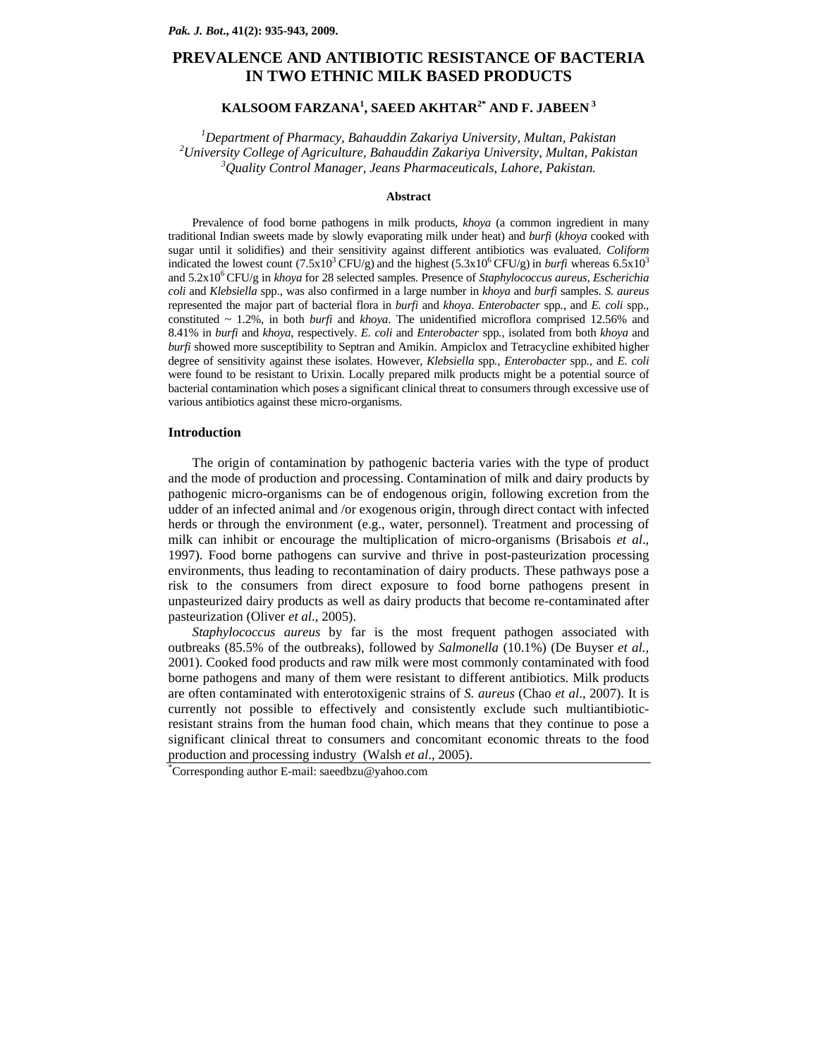# PREVALENCE AND ANTIBIOTIC RESISTANCE OF BACTERIA IN TWO ETHNIC MILK BASED PRODUCTS

**KALSOOM FARZANA[1], SAEED AKHTAR[2*] AND F. JABEEN [3]**

*[1]Department of Pharmacy, Bahauddin Zakariya University, Multan, Pakistan*
*[2]University College of Agriculture, Bahauddin Zakariya University, Multan, Pakistan*
*[3]Quality Control Manager, Jeans Pharmaceuticals, Lahore, Pakistan.*

### Abstract

Prevalence of food borne pathogens in milk products, *khoya* (a common ingredient in many traditional Indian sweets made by slowly evaporating milk under heat) and *burfi* (*khoya* cooked with sugar until it solidifies) and their sensitivity against different antibiotics was evaluated. *Coliform* indicated the lowest count ($7.5 \times 10^3$ CFU/g) and the highest ($5.3 \times 10^6$ CFU/g) in *burfi* whereas $6.5 \times 10^3$ and $5.2 \times 10^6$ CFU/g in *khoya* for 28 selected samples. Presence of *Staphylococcus aureus, Escherichia coli* and *Klebsiella* spp., was also confirmed in a large number in *khoya* and *burfi* samples. *S. aureus* represented the major part of bacterial flora in *burfi* and *khoya*. *Enterobacter* spp., and *E. coli* spp., constituted ~ 1.2%, in both *burfi* and *khoya*. The unidentified microflora comprised 12.56% and 8.41% in *burfi* and *khoya*, respectively. *E. coli* and *Enterobacter* spp., isolated from both *khoya* and *burfi* showed more susceptibility to Septran and Amikin. Ampiclox and Tetracycline exhibited higher degree of sensitivity against these isolates. However, *Klebsiella* spp., *Enterobacter* spp., and *E. coli* were found to be resistant to Urixin. Locally prepared milk products might be a potential source of bacterial contamination which poses a significant clinical threat to consumers through excessive use of various antibiotics against these micro-organisms.

### Introduction

The origin of contamination by pathogenic bacteria varies with the type of product and the mode of production and processing. Contamination of milk and dairy products by pathogenic micro-organisms can be of endogenous origin, following excretion from the udder of an infected animal and /or exogenous origin, through direct contact with infected herds or through the environment (e.g., water, personnel). Treatment and processing of milk can inhibit or encourage the multiplication of micro-organisms (Brisabois *et al*., 1997). Food borne pathogens can survive and thrive in post-pasteurization processing environments, thus leading to recontamination of dairy products. These pathways pose a risk to the consumers from direct exposure to food borne pathogens present in unpasteurized dairy products as well as dairy products that become re-contaminated after pasteurization (Oliver *et al*., 2005).

*Staphylococcus aureus* by far is the most frequent pathogen associated with outbreaks (85.5% of the outbreaks), followed by *Salmonella* (10.1%) (De Buyser *et al.*, 2001). Cooked food products and raw milk were most commonly contaminated with food borne pathogens and many of them were resistant to different antibiotics. Milk products are often contaminated with enterotoxigenic strains of *S. aureus* (Chao *et al*., 2007). It is currently not possible to effectively and consistently exclude such multiantibiotic-resistant strains from the human food chain, which means that they continue to pose a significant clinical threat to consumers and concomitant economic threats to the food production and processing industry (Walsh *et al*., 2005).

[*]Corresponding author E-mail: saeedbzu@yahoo.com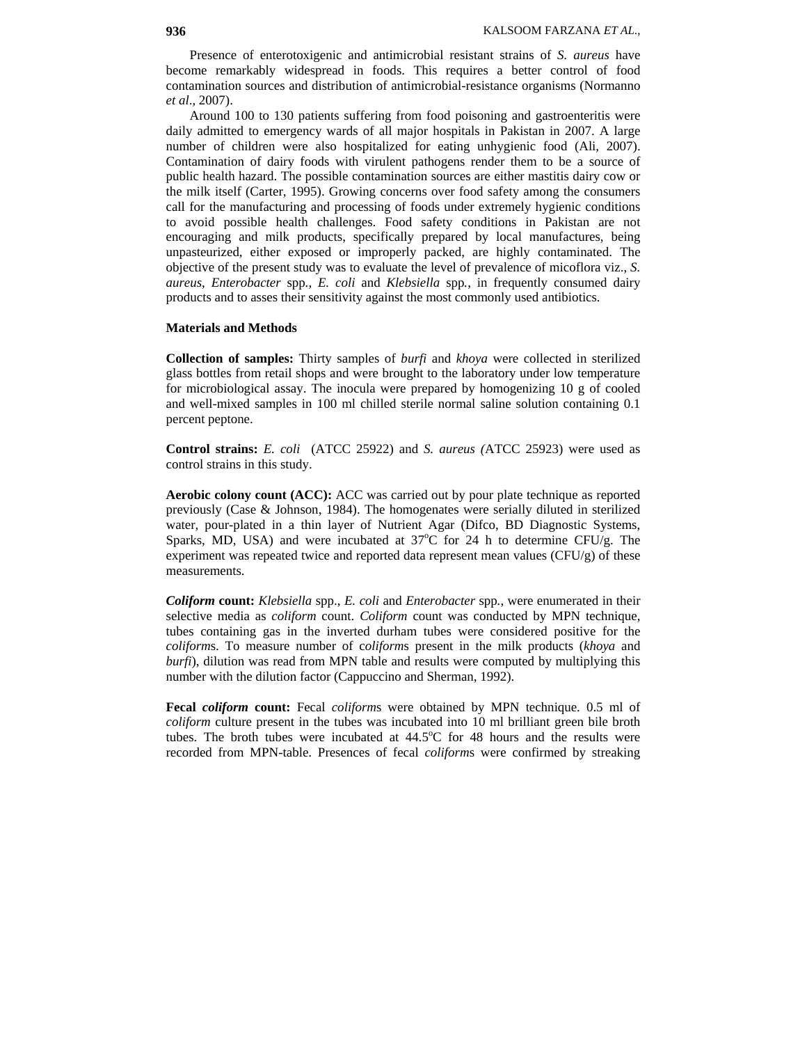Presence of enterotoxigenic and antimicrobial resistant strains of *S. aureus* have become remarkably widespread in foods. This requires a better control of food contamination sources and distribution of antimicrobial-resistance organisms (Normanno *et al*., 2007).

Around 100 to 130 patients suffering from food poisoning and gastroenteritis were daily admitted to emergency wards of all major hospitals in Pakistan in 2007. A large number of children were also hospitalized for eating unhygienic food (Ali, 2007). Contamination of dairy foods with virulent pathogens render them to be a source of public health hazard. The possible contamination sources are either mastitis dairy cow or the milk itself (Carter, 1995). Growing concerns over food safety among the consumers call for the manufacturing and processing of foods under extremely hygienic conditions to avoid possible health challenges. Food safety conditions in Pakistan are not encouraging and milk products, specifically prepared by local manufactures, being unpasteurized, either exposed or improperly packed, are highly contaminated. The objective of the present study was to evaluate the level of prevalence of micoflora viz., *S. aureus*, *Enterobacter* spp., *E. coli* and *Klebsiella* spp., in frequently consumed dairy products and to asses their sensitivity against the most commonly used antibiotics.

## Materials and Methods

**Collection of samples:** Thirty samples of *burfi* and *khoya* were collected in sterilized glass bottles from retail shops and were brought to the laboratory under low temperature for microbiological assay. The inocula were prepared by homogenizing 10 g of cooled and well-mixed samples in 100 ml chilled sterile normal saline solution containing 0.1 percent peptone.

**Control strains:** *E. coli* (ATCC 25922) and *S. aureus (*ATCC 25923) were used as control strains in this study.

**Aerobic colony count (ACC):** ACC was carried out by pour plate technique as reported previously (Case & Johnson, 1984). The homogenates were serially diluted in sterilized water, pour-plated in a thin layer of Nutrient Agar (Difco, BD Diagnostic Systems, Sparks, MD, USA) and were incubated at 37$^{o}$C for 24 h to determine CFU/g. The experiment was repeated twice and reported data represent mean values (CFU/g) of these measurements.

***Coliform* count:** *Klebsiella* spp., *E. coli* and *Enterobacter* spp., were enumerated in their selective media as *coliform* count. *Coliform* count was conducted by MPN technique, tubes containing gas in the inverted durham tubes were considered positive for the *coliform*s. To measure number of c*oliform*s present in the milk products (*khoya* and *burfi*), dilution was read from MPN table and results were computed by multiplying this number with the dilution factor (Cappuccino and Sherman, 1992).

**Fecal *coliform* count:** Fecal *coliform*s were obtained by MPN technique. 0.5 ml of *coliform* culture present in the tubes was incubated into 10 ml brilliant green bile broth tubes. The broth tubes were incubated at 44.5$^{o}$C for 48 hours and the results were recorded from MPN-table. Presences of fecal *coliform*s were confirmed by streaking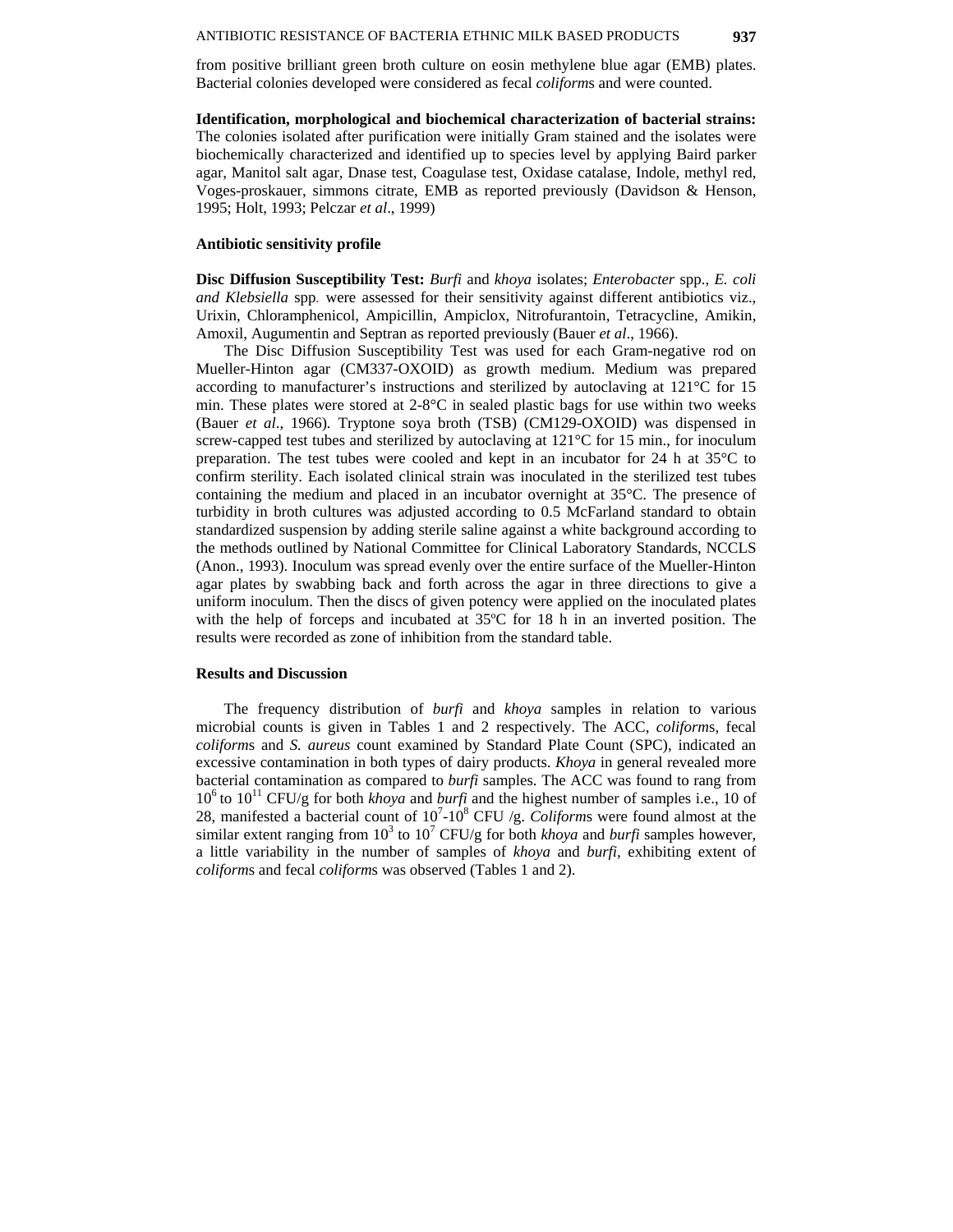from positive brilliant green broth culture on eosin methylene blue agar (EMB) plates. Bacterial colonies developed were considered as fecal *coliform*s and were counted.

**Identification, morphological and biochemical characterization of bacterial strains:** The colonies isolated after purification were initially Gram stained and the isolates were biochemically characterized and identified up to species level by applying Baird parker agar, Manitol salt agar, Dnase test, Coagulase test, Oxidase catalase, Indole, methyl red, Voges-proskauer, simmons citrate, EMB as reported previously (Davidson & Henson, 1995; Holt, 1993; Pelczar *et al*., 1999)

**Antibiotic sensitivity profile**

**Disc Diffusion Susceptibility Test:** *Burfi* and *khoya* isolates; *Enterobacter* spp., *E. coli and Klebsiella* spp. were assessed for their sensitivity against different antibiotics viz., Urixin, Chloramphenicol, Ampicillin, Ampiclox, Nitrofurantoin, Tetracycline, Amikin, Amoxil, Augumentin and Septran as reported previously (Bauer *et al*., 1966).

The Disc Diffusion Susceptibility Test was used for each Gram-negative rod on Mueller-Hinton agar (CM337-OXOID) as growth medium. Medium was prepared according to manufacturer's instructions and sterilized by autoclaving at 121°C for 15 min. These plates were stored at 2-8°C in sealed plastic bags for use within two weeks (Bauer *et al*., 1966). Tryptone soya broth (TSB) (CM129-OXOID) was dispensed in screw-capped test tubes and sterilized by autoclaving at 121°C for 15 min., for inoculum preparation. The test tubes were cooled and kept in an incubator for 24 h at 35°C to confirm sterility. Each isolated clinical strain was inoculated in the sterilized test tubes containing the medium and placed in an incubator overnight at 35°C. The presence of turbidity in broth cultures was adjusted according to 0.5 McFarland standard to obtain standardized suspension by adding sterile saline against a white background according to the methods outlined by National Committee for Clinical Laboratory Standards, NCCLS (Anon., 1993). Inoculum was spread evenly over the entire surface of the Mueller-Hinton agar plates by swabbing back and forth across the agar in three directions to give a uniform inoculum. Then the discs of given potency were applied on the inoculated plates with the help of forceps and incubated at 35ºC for 18 h in an inverted position. The results were recorded as zone of inhibition from the standard table.

**Results and Discussion**

The frequency distribution of *burfi* and *khoya* samples in relation to various microbial counts is given in Tables 1 and 2 respectively. The ACC, *coliform*s, fecal *coliform*s and *S. aureus* count examined by Standard Plate Count (SPC), indicated an excessive contamination in both types of dairy products. *Khoya* in general revealed more bacterial contamination as compared to *burfi* samples. The ACC was found to rang from $10^6$ to $10^{11}$ CFU/g for both *khoya* and *burfi* and the highest number of samples i.e., 10 of 28, manifested a bacterial count of $10^7$-$10^8$ CFU /g. *Coliform*s were found almost at the similar extent ranging from $10^3$ to $10^7$ CFU/g for both *khoya* and *burfi* samples however, a little variability in the number of samples of *khoya* and *burfi*, exhibiting extent of *coliform*s and fecal *coliform*s was observed (Tables 1 and 2).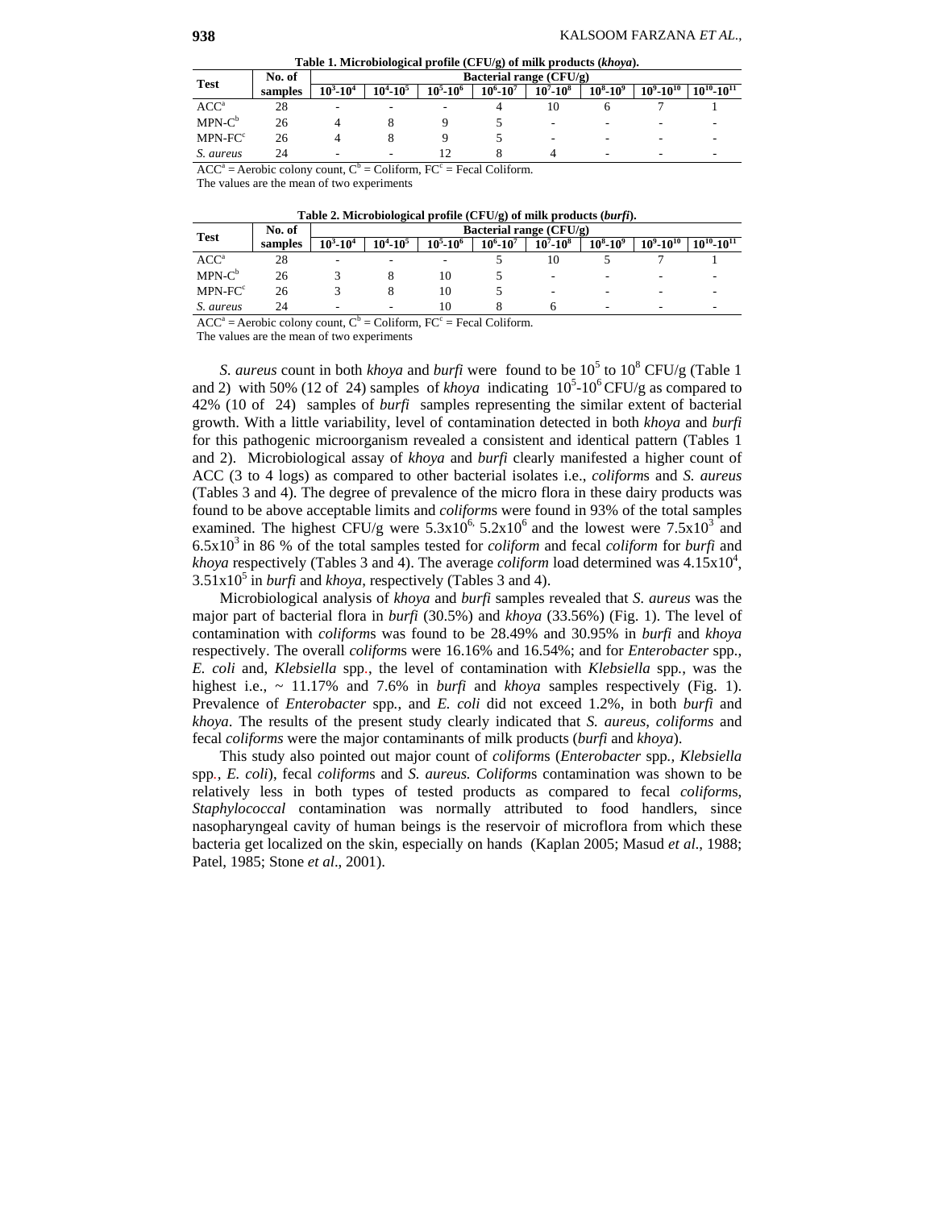**Table 1. Microbiological profile (CFU/g) of milk products (*khoya*).**

| Test | No. of samples | Bacterial range (CFU/g) | | | | | | | |
|---|---|---|---|---|---|---|---|---|---|
| | | $10^3$-$10^4$ | $10^4$-$10^5$ | $10^5$-$10^6$ | $10^6$-$10^7$ | $10^7$-$10^8$ | $10^8$-$10^9$ | $10^9$-$10^{10}$ | $10^{10}$-$10^{11}$ |
| ACC[a] | 28 | - | - | - | 4 | 10 | 6 | 7 | 1 |
| MPN-C[b] | 26 | 4 | 8 | 9 | 5 | - | - | - | - |
| MPN-FC[c] | 26 | 4 | 8 | 9 | 5 | - | - | - | - |
| *S. aureus* | 24 | - | - | 12 | 8 | 4 | - | - | - |

ACC[a] = Aerobic colony count, C[b] = Coliform, FC[c] = Fecal Coliform.
The values are the mean of two experiments

**Table 2. Microbiological profile (CFU/g) of milk products (*burfi*).**

| Test | No. of samples | Bacterial range (CFU/g) | | | | | | | |
|---|---|---|---|---|---|---|---|---|---|
| | | $10^3$-$10^4$ | $10^4$-$10^5$ | $10^5$-$10^6$ | $10^6$-$10^7$ | $10^7$-$10^8$ | $10^8$-$10^9$ | $10^9$-$10^{10}$ | $10^{10}$-$10^{11}$ |
| ACC[a] | 28 | - | - | - | 5 | 10 | 5 | 7 | 1 |
| MPN-C[b] | 26 | 3 | 8 | 10 | 5 | - | - | - | - |
| MPN-FC[c] | 26 | 3 | 8 | 10 | 5 | - | - | - | - |
| *S. aureus* | 24 | - | - | 10 | 8 | 6 | - | - | - |

ACC[a] = Aerobic colony count, C[b] = Coliform, FC[c] = Fecal Coliform.
The values are the mean of two experiments

*S. aureus* count in both *khoya* and *burfi* were found to be $10^5$ to $10^8$ CFU/g (Table 1 and 2) with 50% (12 of 24) samples of *khoya* indicating $10^5$-$10^6$ CFU/g as compared to 42% (10 of 24) samples of *burfi* samples representing the similar extent of bacterial growth. With a little variability, level of contamination detected in both *khoya* and *burfi* for this pathogenic microorganism revealed a consistent and identical pattern (Tables 1 and 2). Microbiological assay of *khoya* and *burfi* clearly manifested a higher count of ACC (3 to 4 logs) as compared to other bacterial isolates i.e., *coliform*s and *S. aureus* (Tables 3 and 4). The degree of prevalence of the micro flora in these dairy products was found to be above acceptable limits and *coliform*s were found in 93% of the total samples examined. The highest CFU/g were $5.3\times10^6$, $5.2\times10^6$ and the lowest were $7.5\times10^3$ and $6.5\times10^3$ in 86 % of the total samples tested for *coliform* and fecal *coliform* for *burfi* and *khoya* respectively (Tables 3 and 4). The average *coliform* load determined was $4.15\times10^4$, $3.51\times10^5$ in *burfi* and *khoya*, respectively (Tables 3 and 4).

Microbiological analysis of *khoya* and *burfi* samples revealed that *S. aureus* was the major part of bacterial flora in *burfi* (30.5%) and *khoya* (33.56%) (Fig. 1). The level of contamination with *coliform*s was found to be 28.49% and 30.95% in *burfi* and *khoya* respectively. The overall *coliform*s were 16.16% and 16.54%; and for *Enterobacter* spp., *E. coli* and, *Klebsiella* spp., the level of contamination with *Klebsiella* spp., was the highest i.e., ~ 11.17% and 7.6% in *burfi* and *khoya* samples respectively (Fig. 1). Prevalence of *Enterobacter* spp., and *E. coli* did not exceed 1.2%, in both *burfi* and *khoya*. The results of the present study clearly indicated that *S. aureus*, *coliforms* and fecal *coliforms* were the major contaminants of milk products (*burfi* and *khoya*).

This study also pointed out major count of *coliform*s (*Enterobacter* spp., *Klebsiella* spp., *E. coli*), fecal *coliform*s and *S. aureus. Coliform*s contamination was shown to be relatively less in both types of tested products as compared to fecal *coliform*s, *Staphylococcal* contamination was normally attributed to food handlers, since nasopharyngeal cavity of human beings is the reservoir of microflora from which these bacteria get localized on the skin, especially on hands (Kaplan 2005; Masud *et al.*, 1988; Patel, 1985; Stone *et al*., 2001).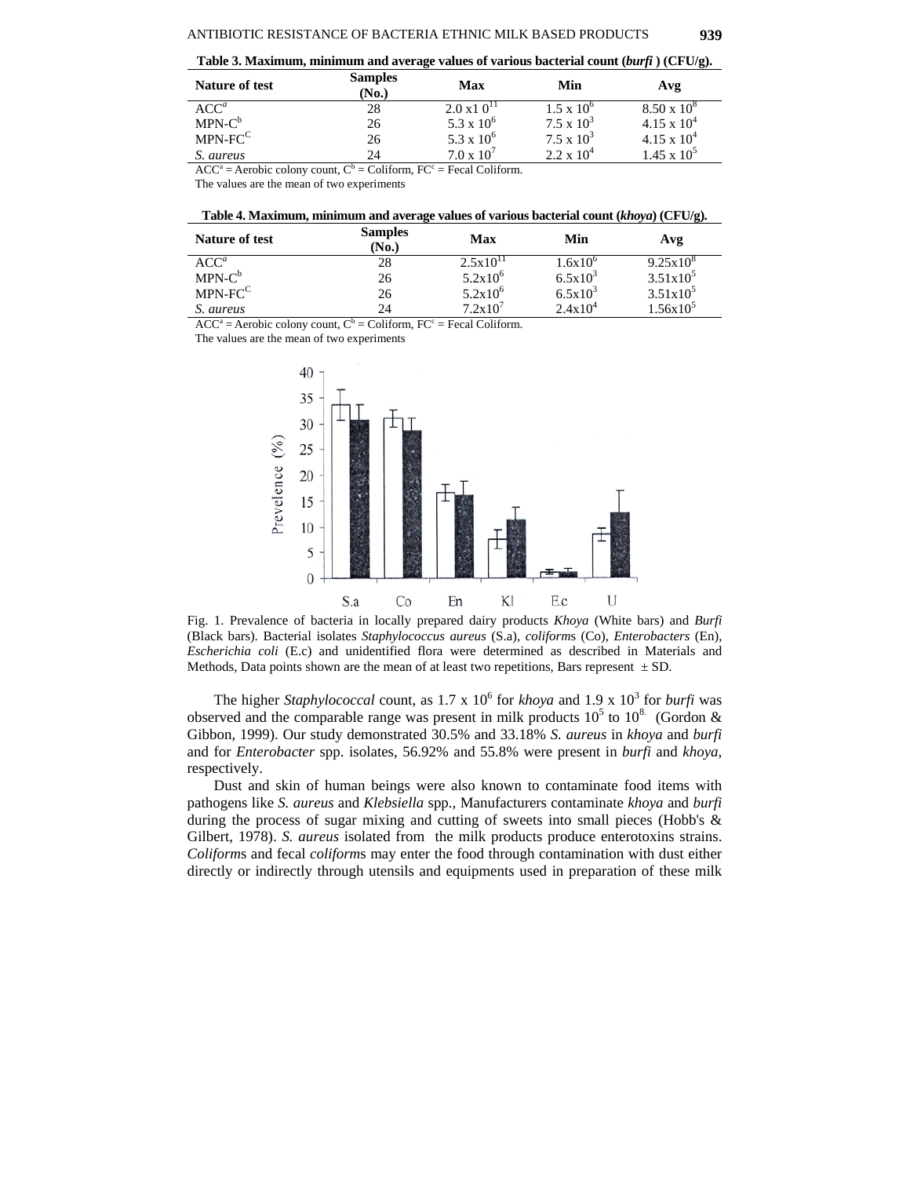**Table 3. Maximum, minimum and average values of various bacterial count (*burfi*) (CFU/g).**

| Nature of test | Samples (No.) | Max | Min | Avg |
|---|---|---|---|---|
| ACC[a] | 28 | $2.0 \times 10^{11}$ | $1.5 \times 10^{6}$ | $8.50 \times 10^{8}$ |
| MPN-C[b] | 26 | $5.3 \times 10^{6}$ | $7.5 \times 10^{3}$ | $4.15 \times 10^{4}$ |
| MPN-FC[C] | 26 | $5.3 \times 10^{6}$ | $7.5 \times 10^{3}$ | $4.15 \times 10^{4}$ |
| *S. aureus* | 24 | $7.0 \times 10^{7}$ | $2.2 \times 10^{4}$ | $1.45 \times 10^{5}$ |

ACC[a] = Aerobic colony count, C[b] = Coliform, FC[c] = Fecal Coliform.
The values are the mean of two experiments

**Table 4. Maximum, minimum and average values of various bacterial count (*khoya*) (CFU/g).**

| Nature of test | Samples (No.) | Max | Min | Avg |
|---|---|---|---|---|
| ACC[a] | 28 | $2.5 \times 10^{11}$ | $1.6 \times 10^{6}$ | $9.25 \times 10^{8}$ |
| MPN-C[b] | 26 | $5.2 \times 10^{6}$ | $6.5 \times 10^{3}$ | $3.51 \times 10^{5}$ |
| MPN-FC[C] | 26 | $5.2 \times 10^{6}$ | $6.5 \times 10^{3}$ | $3.51 \times 10^{5}$ |
| *S. aureus* | 24 | $7.2 \times 10^{7}$ | $2.4 \times 10^{4}$ | $1.56 \times 10^{5}$ |

ACC[a] = Aerobic colony count, C[b] = Coliform, FC[c] = Fecal Coliform.
The values are the mean of two experiments

Fig. 1. Prevalence of bacteria in locally prepared dairy products *Khoya* (White bars) and *Burfi* (Black bars). Bacterial isolates *Staphylococcus aureus* (S.a), *coliforms* (Co), *Enterobacters* (En), *Escherichia coli* (E.c) and unidentified flora were determined as described in Materials and Methods, Data points shown are the mean of at least two repetitions, Bars represent ± SD.

The higher *Staphylococcal* count, as $1.7 \times 10^{6}$ for *khoya* and $1.9 \times 10^{3}$ for *burfi* was observed and the comparable range was present in milk products $10^{5}$ to $10^{8}$ (Gordon & Gibbon, 1999). Our study demonstrated 30.5% and 33.18% *S. aureus* in *khoya* and *burfi* and for *Enterobacter* spp. isolates, 56.92% and 55.8% were present in *burfi* and *khoya*, respectively.

Dust and skin of human beings were also known to contaminate food items with pathogens like *S. aureus* and *Klebsiella* spp., Manufacturers contaminate *khoya* and *burfi* during the process of sugar mixing and cutting of sweets into small pieces (Hobb's & Gilbert, 1978). *S. aureus* isolated from the milk products produce enterotoxins strains. *Coliforms* and fecal *coliforms* may enter the food through contamination with dust either directly or indirectly through utensils and equipments used in preparation of these milk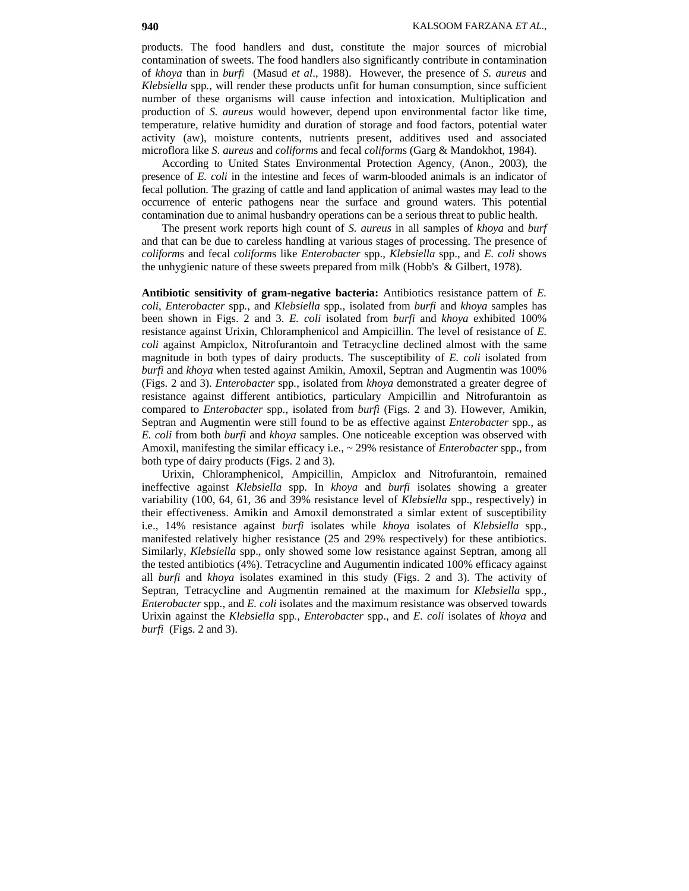products. The food handlers and dust, constitute the major sources of microbial contamination of sweets. The food handlers also significantly contribute in contamination of *khoya* than in *burfi* (Masud *et al*., 1988). However, the presence of *S. aureus* and *Klebsiella* spp., will render these products unfit for human consumption, since sufficient number of these organisms will cause infection and intoxication. Multiplication and production of *S. aureus* would however, depend upon environmental factor like time, temperature, relative humidity and duration of storage and food factors, potential water activity (aw), moisture contents, nutrients present, additives used and associated microflora like *S. aureus* and *coliform*s and fecal *coliform*s (Garg & Mandokhot, 1984).

According to United States Environmental Protection Agency, (Anon., 2003), the presence of *E. coli* in the intestine and feces of warm-blooded animals is an indicator of fecal pollution. The grazing of cattle and land application of animal wastes may lead to the occurrence of enteric pathogens near the surface and ground waters. This potential contamination due to animal husbandry operations can be a serious threat to public health.

The present work reports high count of *S. aureus* in all samples of *khoya* and *burf* and that can be due to careless handling at various stages of processing. The presence of *coliform*s and fecal *coliforms* like *Enterobacter* spp., *Klebsiella* spp., and *E. coli* shows the unhygienic nature of these sweets prepared from milk (Hobb's & Gilbert, 1978).

**Antibiotic sensitivity of gram-negative bacteria:** Antibiotics resistance pattern of *E. coli*, *Enterobacter* spp., and *Klebsiella* spp., isolated from *burfi* and *khoya* samples has been shown in Figs. 2 and 3. *E. coli* isolated from *burfi* and *khoya* exhibited 100% resistance against Urixin, Chloramphenicol and Ampicillin. The level of resistance of *E. coli* against Ampiclox, Nitrofurantoin and Tetracycline declined almost with the same magnitude in both types of dairy products. The susceptibility of *E. coli* isolated from *burfi* and *khoya* when tested against Amikin, Amoxil, Septran and Augmentin was 100% (Figs. 2 and 3). *Enterobacter* spp., isolated from *khoya* demonstrated a greater degree of resistance against different antibiotics, particulary Ampicillin and Nitrofurantoin as compared to *Enterobacter* spp., isolated from *burfi* (Figs. 2 and 3). However, Amikin, Septran and Augmentin were still found to be as effective against *Enterobacter* spp., as *E. coli* from both *burfi* and *khoya* samples. One noticeable exception was observed with Amoxil, manifesting the similar efficacy i.e., ~ 29% resistance of *Enterobacter* spp., from both type of dairy products (Figs. 2 and 3).

Urixin, Chloramphenicol, Ampicillin, Ampiclox and Nitrofurantoin, remained ineffective against *Klebsiella* spp. In *khoya* and *burfi* isolates showing a greater variability (100, 64, 61, 36 and 39% resistance level of *Klebsiella* spp., respectively) in their effectiveness. Amikin and Amoxil demonstrated a simlar extent of susceptibility i.e., 14% resistance against *burfi* isolates while *khoya* isolates of *Klebsiella* spp., manifested relatively higher resistance (25 and 29% respectively) for these antibiotics. Similarly, *Klebsiella* spp., only showed some low resistance against Septran, among all the tested antibiotics (4%). Tetracycline and Augumentin indicated 100% efficacy against all *burfi* and *khoya* isolates examined in this study (Figs. 2 and 3). The activity of Septran, Tetracycline and Augmentin remained at the maximum for *Klebsiella* spp., *Enterobacter* spp., and *E. coli* isolates and the maximum resistance was observed towards Urixin against the *Klebsiella* spp., *Enterobacter* spp., and *E. coli* isolates of *khoya* and *burfi* (Figs. 2 and 3).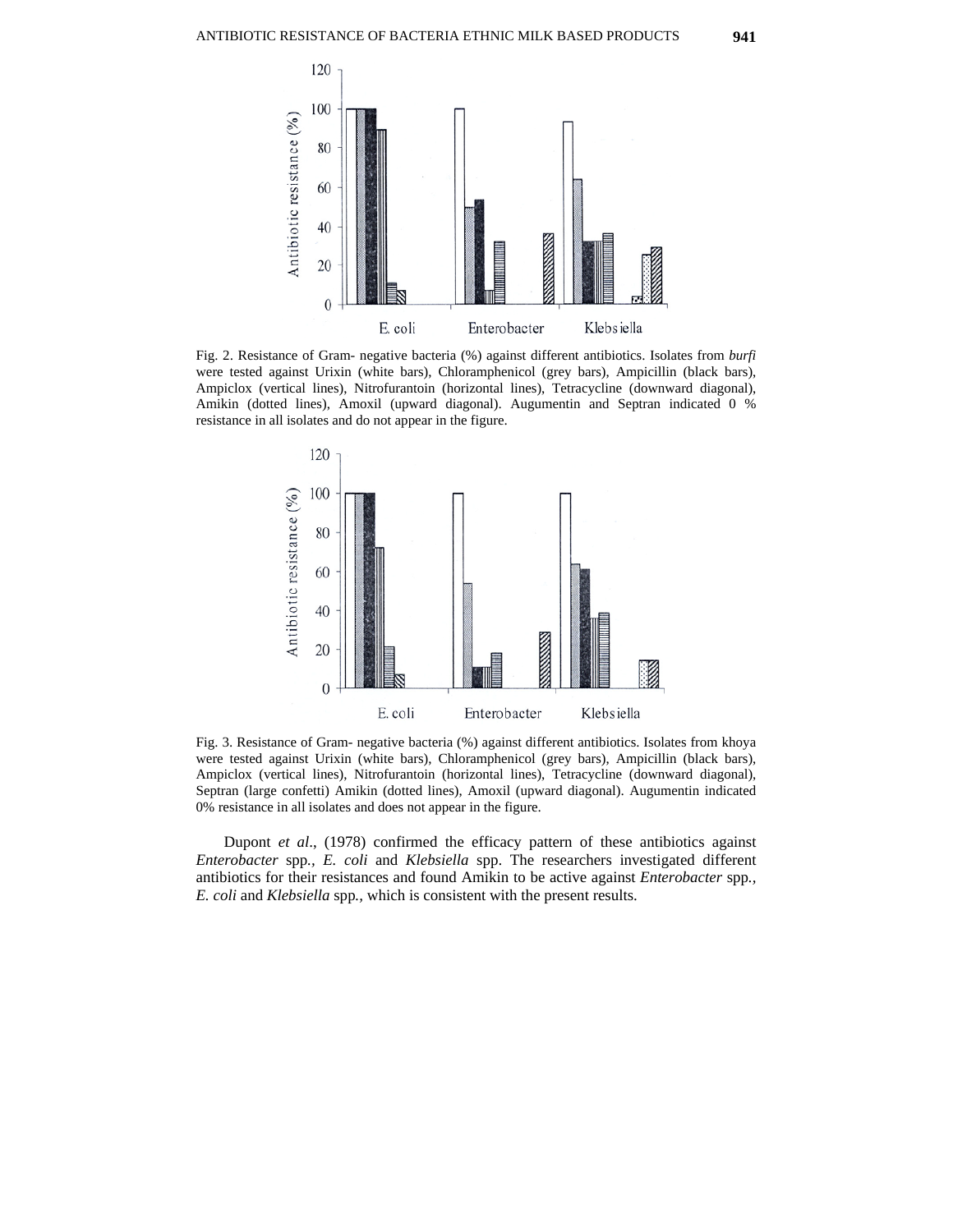Fig. 2. Resistance of Gram- negative bacteria (%) against different antibiotics. Isolates from *burfi* were tested against Urixin (white bars), Chloramphenicol (grey bars), Ampicillin (black bars), Ampiclox (vertical lines), Nitrofurantoin (horizontal lines), Tetracycline (downward diagonal), Amikin (dotted lines), Amoxil (upward diagonal). Augumentin and Septran indicated 0 % resistance in all isolates and do not appear in the figure.

Fig. 3. Resistance of Gram- negative bacteria (%) against different antibiotics. Isolates from khoya were tested against Urixin (white bars), Chloramphenicol (grey bars), Ampicillin (black bars), Ampiclox (vertical lines), Nitrofurantoin (horizontal lines), Tetracycline (downward diagonal), Septran (large confetti) Amikin (dotted lines), Amoxil (upward diagonal). Augumentin indicated 0% resistance in all isolates and does not appear in the figure.

Dupont *et al*., (1978) confirmed the efficacy pattern of these antibiotics against *Enterobacter* spp*., E. coli* and *Klebsiella* spp. The researchers investigated different antibiotics for their resistances and found Amikin to be active against *Enterobacter* spp*., E. coli* and *Klebsiella* spp*.,* which is consistent with the present results.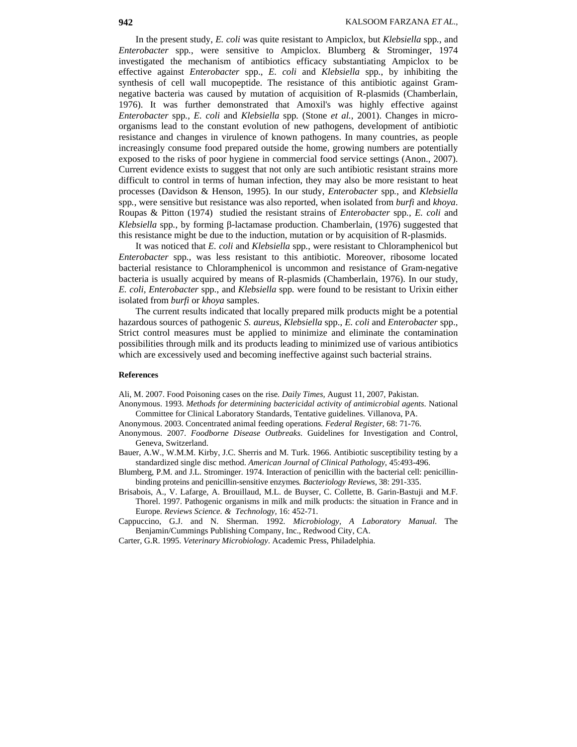In the present study, *E. coli* was quite resistant to Ampiclox, but *Klebsiella* spp., and *Enterobacter* spp., were sensitive to Ampiclox. Blumberg & Strominger, 1974 investigated the mechanism of antibiotics efficacy substantiating Ampiclox to be effective against *Enterobacter* spp., *E. coli* and *Klebsiella* spp., by inhibiting the synthesis of cell wall mucopeptide. The resistance of this antibiotic against Gram-negative bacteria was caused by mutation of acquisition of R-plasmids (Chamberlain, 1976). It was further demonstrated that Amoxil's was highly effective against *Enterobacter* spp., *E. coli* and *Klebsiella* spp. (Stone *et al.*, 2001). Changes in micro-organisms lead to the constant evolution of new pathogens, development of antibiotic resistance and changes in virulence of known pathogens. In many countries, as people increasingly consume food prepared outside the home, growing numbers are potentially exposed to the risks of poor hygiene in commercial food service settings (Anon., 2007). Current evidence exists to suggest that not only are such antibiotic resistant strains more difficult to control in terms of human infection, they may also be more resistant to heat processes (Davidson & Henson, 1995). In our study, *Enterobacter* spp., and *Klebsiella* spp., were sensitive but resistance was also reported, when isolated from *burfi* and *khoya*. Roupas & Pitton (1974) studied the resistant strains of *Enterobacter* spp., *E. coli* and *Klebsiella* spp., by forming β-lactamase production. Chamberlain, (1976) suggested that this resistance might be due to the induction, mutation or by acquisition of R-plasmids.

It was noticed that *E. coli* and *Klebsiella* spp., were resistant to Chloramphenicol but *Enterobacter* spp., was less resistant to this antibiotic. Moreover, ribosome located bacterial resistance to Chloramphenicol is uncommon and resistance of Gram-negative bacteria is usually acquired by means of R-plasmids (Chamberlain, 1976). In our study, *E. coli*, *Enterobacter* spp., and *Klebsiella* spp. were found to be resistant to Urixin either isolated from *burfi* or *khoya* samples.

The current results indicated that locally prepared milk products might be a potential hazardous sources of pathogenic *S. aureus*, *Klebsiella* spp., *E. coli* and *Enterobacter* spp., Strict control measures must be applied to minimize and eliminate the contamination possibilities through milk and its products leading to minimized use of various antibiotics which are excessively used and becoming ineffective against such bacterial strains.

## References

Ali, M. 2007. Food Poisoning cases on the rise. *Daily Times*, August 11, 2007, Pakistan.

Anonymous. 1993. *Methods for determining bactericidal activity of antimicrobial agents*. National Committee for Clinical Laboratory Standards, Tentative guidelines. Villanova, PA.

Anonymous. 2003. Concentrated animal feeding operations. *Federal Register*, 68: 71-76.

Anonymous. 2007. *Foodborne Disease Outbreaks*. Guidelines for Investigation and Control, Geneva, Switzerland.

Bauer, A.W., W.M.M. Kirby, J.C. Sherris and M. Turk. 1966. Antibiotic susceptibility testing by a standardized single disc method. *American Journal of Clinical Pathology*, 45:493-496.

Blumberg, P.M. and J.L. Strominger. 1974. Interaction of penicillin with the bacterial cell: penicillin-binding proteins and penicillin-sensitive enzymes. *Bacteriology Reviews*, 38: 291-335.

Brisabois, A., V. Lafarge, A. Brouillaud, M.L. de Buyser, C. Collette, B. Garin-Bastuji and M.F. Thorel. 1997. Pathogenic organisms in milk and milk products: the situation in France and in Europe. *Reviews Science. & Technology*, 16: 452-71.

Cappuccino, G.J. and N. Sherman. 1992. *Microbiology, A Laboratory Manual*. The Benjamin/Cummings Publishing Company, Inc., Redwood City, CA.

Carter, G.R. 1995. *Veterinary Microbiology*. Academic Press, Philadelphia.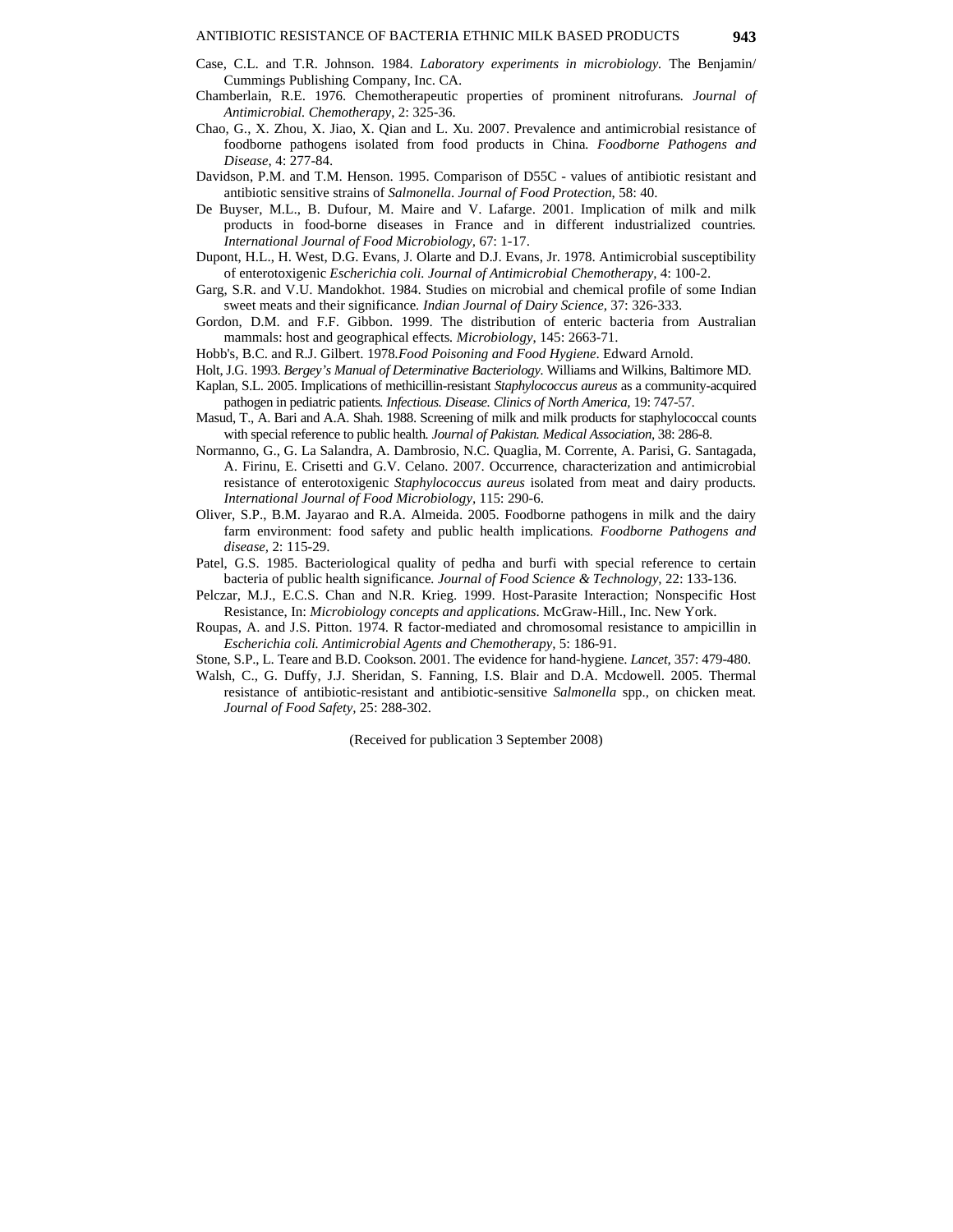Case, C.L. and T.R. Johnson. 1984. *Laboratory experiments in microbiology*. The Benjamin/ Cummings Publishing Company, Inc. CA.

Chamberlain, R.E. 1976. Chemotherapeutic properties of prominent nitrofurans. *Journal of Antimicrobial. Chemotherapy*, 2: 325-36.

Chao, G., X. Zhou, X. Jiao, X. Qian and L. Xu. 2007. Prevalence and antimicrobial resistance of foodborne pathogens isolated from food products in China. *Foodborne Pathogens and Disease*, 4: 277-84.

Davidson, P.M. and T.M. Henson. 1995. Comparison of D55C - values of antibiotic resistant and antibiotic sensitive strains of *Salmonella*. *Journal of Food Protection*, 58: 40.

De Buyser, M.L., B. Dufour, M. Maire and V. Lafarge. 2001. Implication of milk and milk products in food-borne diseases in France and in different industrialized countries. *International Journal of Food Microbiology*, 67: 1-17.

Dupont, H.L., H. West, D.G. Evans, J. Olarte and D.J. Evans, Jr. 1978. Antimicrobial susceptibility of enterotoxigenic *Escherichia coli. Journal of Antimicrobial Chemotherapy*, 4: 100-2.

Garg, S.R. and V.U. Mandokhot. 1984. Studies on microbial and chemical profile of some Indian sweet meats and their significance. *Indian Journal of Dairy Science*, 37: 326-333.

Gordon, D.M. and F.F. Gibbon. 1999. The distribution of enteric bacteria from Australian mammals: host and geographical effects. *Microbiology*, 145: 2663-71.

Hobb's, B.C. and R.J. Gilbert. 1978.*Food Poisoning and Food Hygiene*. Edward Arnold.

Holt, J.G. 1993. *Bergey's Manual of Determinative Bacteriology.* Williams and Wilkins, Baltimore MD.

Kaplan, S.L. 2005. Implications of methicillin-resistant *Staphylococcus aureus* as a community-acquired pathogen in pediatric patients. *Infectious. Disease. Clinics of North America*, 19: 747-57.

Masud, T., A. Bari and A.A. Shah. 1988. Screening of milk and milk products for staphylococcal counts with special reference to public health. *Journal of Pakistan. Medical Association*, 38: 286-8.

Normanno, G., G. La Salandra, A. Dambrosio, N.C. Quaglia, M. Corrente, A. Parisi, G. Santagada, A. Firinu, E. Crisetti and G.V. Celano. 2007. Occurrence, characterization and antimicrobial resistance of enterotoxigenic *Staphylococcus aureus* isolated from meat and dairy products. *International Journal of Food Microbiology*, 115: 290-6.

Oliver, S.P., B.M. Jayarao and R.A. Almeida. 2005. Foodborne pathogens in milk and the dairy farm environment: food safety and public health implications. *Foodborne Pathogens and disease*, 2: 115-29.

Patel, G.S. 1985. Bacteriological quality of pedha and burfi with special reference to certain bacteria of public health significance. *Journal of Food Science & Technology*, 22: 133-136.

Pelczar, M.J., E.C.S. Chan and N.R. Krieg. 1999. Host-Parasite Interaction; Nonspecific Host Resistance, In: *Microbiology concepts and applications*. McGraw-Hill., Inc. New York.

Roupas, A. and J.S. Pitton. 1974. R factor-mediated and chromosomal resistance to ampicillin in *Escherichia coli. Antimicrobial Agents and Chemotherapy*, 5: 186-91.

Stone, S.P., L. Teare and B.D. Cookson. 2001. The evidence for hand-hygiene. *Lancet*, 357: 479-480.

Walsh, C., G. Duffy, J.J. Sheridan, S. Fanning, I.S. Blair and D.A. Mcdowell. 2005. Thermal resistance of antibiotic-resistant and antibiotic-sensitive *Salmonella* spp., on chicken meat. *Journal of Food Safety*, 25: 288-302.

(Received for publication 3 September 2008)